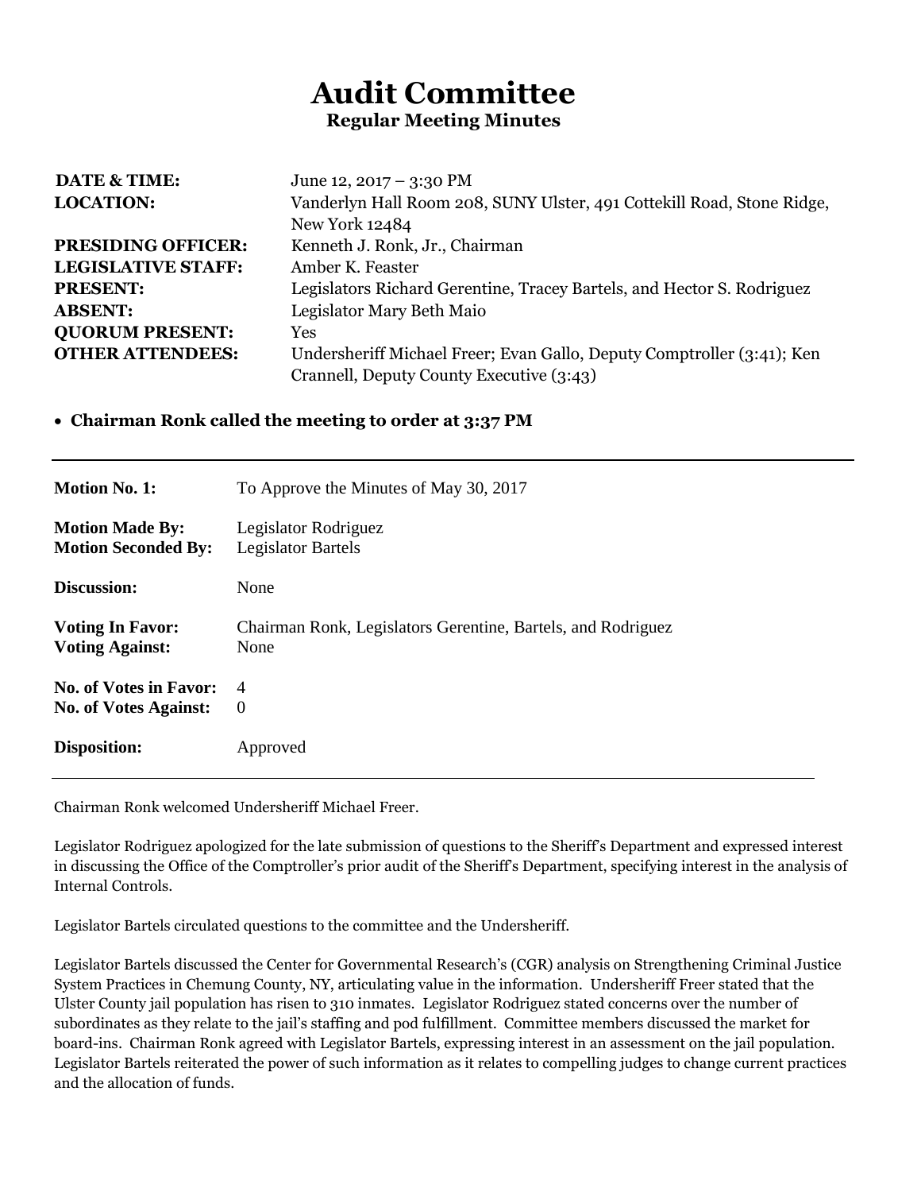# Audit Committee

### Regular Meeting Minutes

| | |
|---|---|
| **DATE & TIME:** | June 12, 2017 – 3:30 PM |
| **LOCATION:** | Vanderlyn Hall Room 208, SUNY Ulster, 491 Cottekill Road, Stone Ridge, New York 12484 |
| **PRESIDING OFFICER:** | Kenneth J. Ronk, Jr., Chairman |
| **LEGISLATIVE STAFF:** | Amber K. Feaster |
| **PRESENT:** | Legislators Richard Gerentine, Tracey Bartels, and Hector S. Rodriguez |
| **ABSENT:** | Legislator Mary Beth Maio |
| **QUORUM PRESENT:** | Yes |
| **OTHER ATTENDEES:** | Undersheriff Michael Freer; Evan Gallo, Deputy Comptroller (3:41); Ken Crannell, Deputy County Executive (3:43) |

- **Chairman Ronk called the meeting to order at 3:37 PM**

---

| | |
|---|---|
| **Motion No. 1:** | To Approve the Minutes of May 30, 2017 |
| **Motion Made By:** | Legislator Rodriguez |
| **Motion Seconded By:** | Legislator Bartels |
| **Discussion:** | None |
| **Voting In Favor:** | Chairman Ronk, Legislators Gerentine, Bartels, and Rodriguez |
| **Voting Against:** | None |
| **No. of Votes in Favor:** | 4 |
| **No. of Votes Against:** | 0 |
| **Disposition:** | Approved |

---

Chairman Ronk welcomed Undersheriff Michael Freer.

Legislator Rodriguez apologized for the late submission of questions to the Sheriff's Department and expressed interest in discussing the Office of the Comptroller's prior audit of the Sheriff's Department, specifying interest in the analysis of Internal Controls.

Legislator Bartels circulated questions to the committee and the Undersheriff.

Legislator Bartels discussed the Center for Governmental Research's (CGR) analysis on Strengthening Criminal Justice System Practices in Chemung County, NY, articulating value in the information. Undersheriff Freer stated that the Ulster County jail population has risen to 310 inmates. Legislator Rodriguez stated concerns over the number of subordinates as they relate to the jail's staffing and pod fulfillment. Committee members discussed the market for board-ins. Chairman Ronk agreed with Legislator Bartels, expressing interest in an assessment on the jail population. Legislator Bartels reiterated the power of such information as it relates to compelling judges to change current practices and the allocation of funds.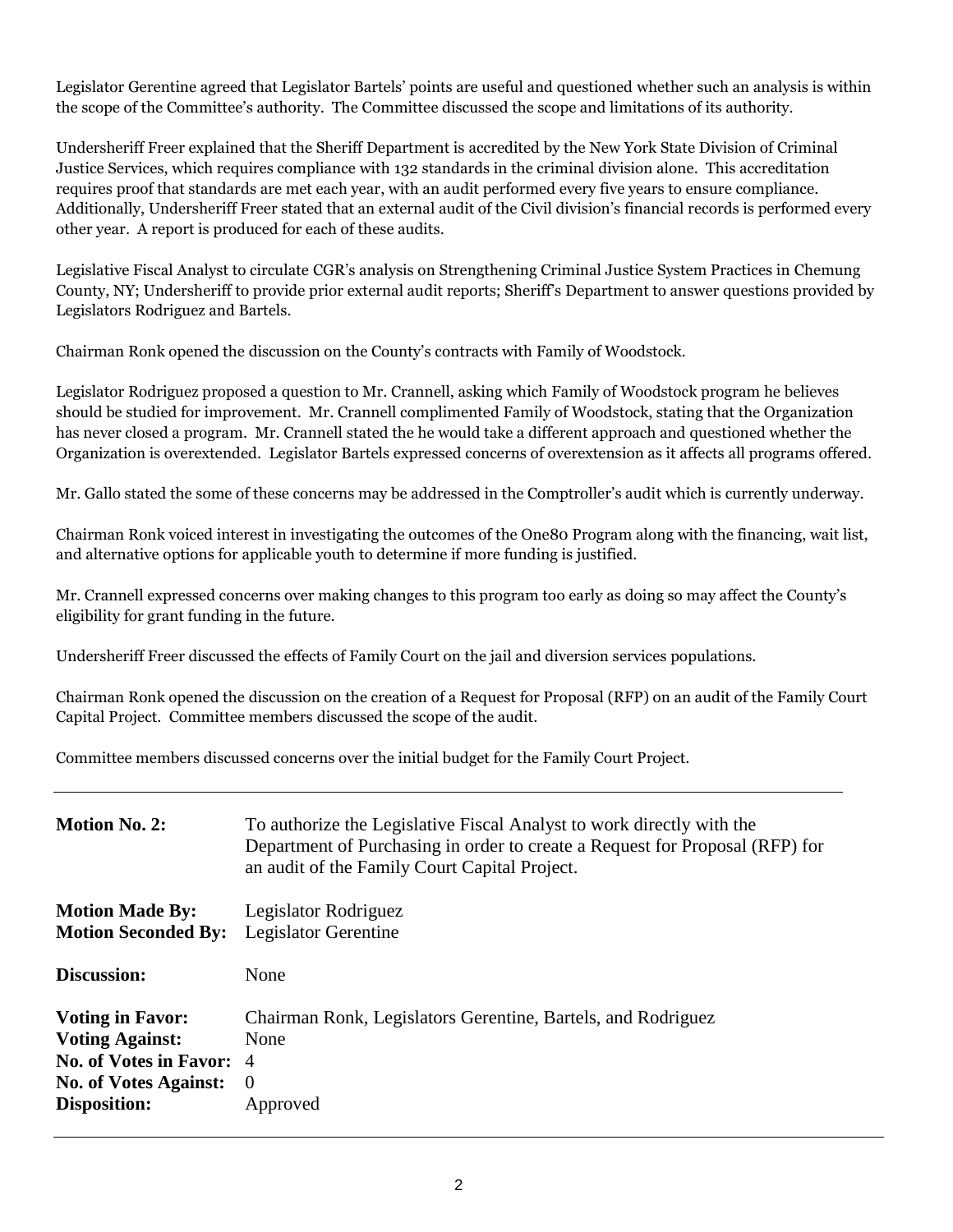Legislator Gerentine agreed that Legislator Bartels' points are useful and questioned whether such an analysis is within the scope of the Committee's authority. The Committee discussed the scope and limitations of its authority.

Undersheriff Freer explained that the Sheriff Department is accredited by the New York State Division of Criminal Justice Services, which requires compliance with 132 standards in the criminal division alone. This accreditation requires proof that standards are met each year, with an audit performed every five years to ensure compliance. Additionally, Undersheriff Freer stated that an external audit of the Civil division's financial records is performed every other year. A report is produced for each of these audits.

Legislative Fiscal Analyst to circulate CGR's analysis on Strengthening Criminal Justice System Practices in Chemung County, NY; Undersheriff to provide prior external audit reports; Sheriff's Department to answer questions provided by Legislators Rodriguez and Bartels.

Chairman Ronk opened the discussion on the County's contracts with Family of Woodstock.

Legislator Rodriguez proposed a question to Mr. Crannell, asking which Family of Woodstock program he believes should be studied for improvement. Mr. Crannell complimented Family of Woodstock, stating that the Organization has never closed a program. Mr. Crannell stated the he would take a different approach and questioned whether the Organization is overextended. Legislator Bartels expressed concerns of overextension as it affects all programs offered.

Mr. Gallo stated the some of these concerns may be addressed in the Comptroller's audit which is currently underway.

Chairman Ronk voiced interest in investigating the outcomes of the One80 Program along with the financing, wait list, and alternative options for applicable youth to determine if more funding is justified.

Mr. Crannell expressed concerns over making changes to this program too early as doing so may affect the County's eligibility for grant funding in the future.

Undersheriff Freer discussed the effects of Family Court on the jail and diversion services populations.

Chairman Ronk opened the discussion on the creation of a Request for Proposal (RFP) on an audit of the Family Court Capital Project. Committee members discussed the scope of the audit.

Committee members discussed concerns over the initial budget for the Family Court Project.

---

| | |
|---|---|
| **Motion No. 2:** | To authorize the Legislative Fiscal Analyst to work directly with the Department of Purchasing in order to create a Request for Proposal (RFP) for an audit of the Family Court Capital Project. |
| **Motion Made By:** | Legislator Rodriguez |
| **Motion Seconded By:** | Legislator Gerentine |
| **Discussion:** | None |
| **Voting in Favor:** | Chairman Ronk, Legislators Gerentine, Bartels, and Rodriguez |
| **Voting Against:** | None |
| **No. of Votes in Favor:** | 4 |
| **No. of Votes Against:** | 0 |
| **Disposition:** | Approved |

---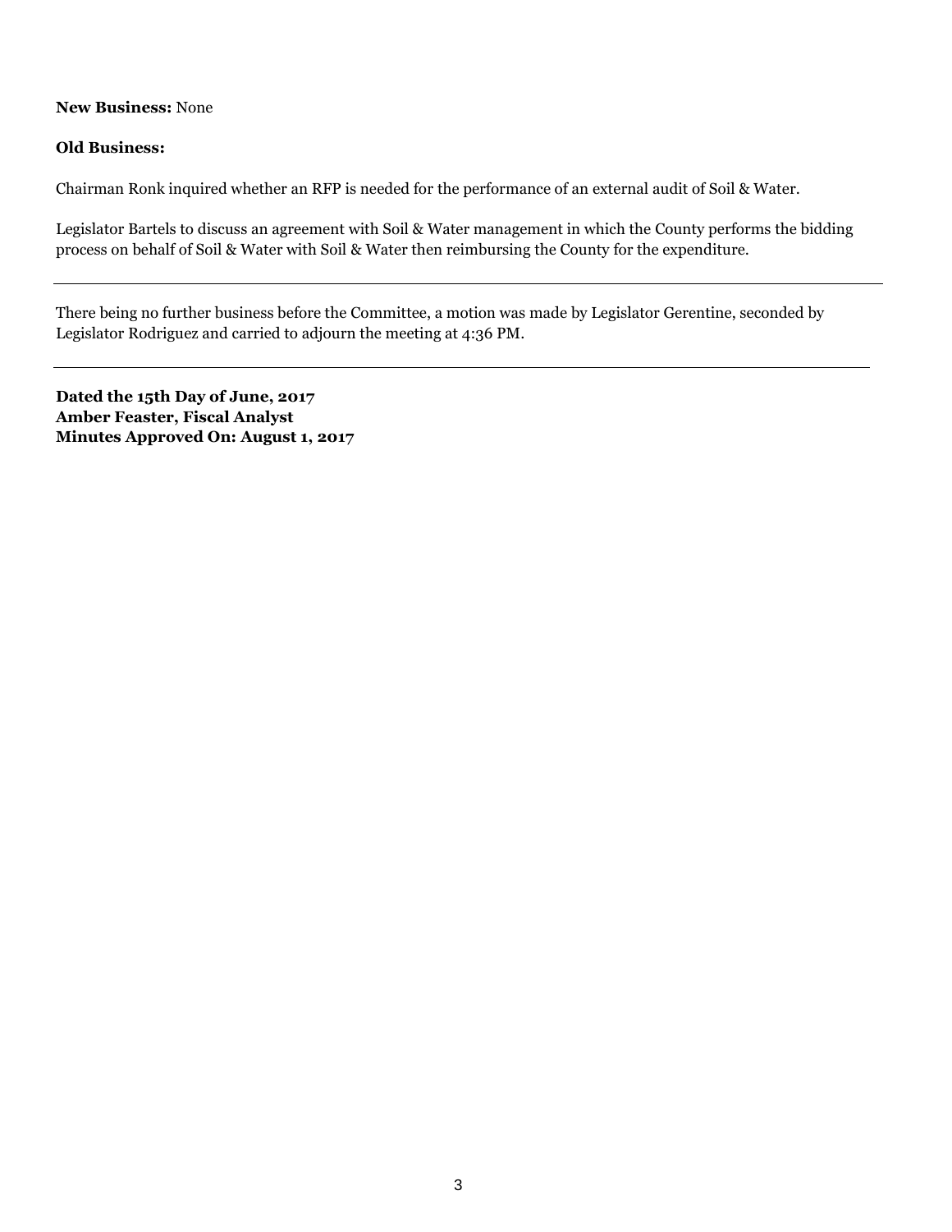**New Business:** None

**Old Business:**

Chairman Ronk inquired whether an RFP is needed for the performance of an external audit of Soil & Water.

Legislator Bartels to discuss an agreement with Soil & Water management in which the County performs the bidding process on behalf of Soil & Water with Soil & Water then reimbursing the County for the expenditure.

---

There being no further business before the Committee, a motion was made by Legislator Gerentine, seconded by Legislator Rodriguez and carried to adjourn the meeting at 4:36 PM.

---

**Dated the 15th Day of June, 2017**
**Amber Feaster, Fiscal Analyst**
**Minutes Approved On: August 1, 2017**